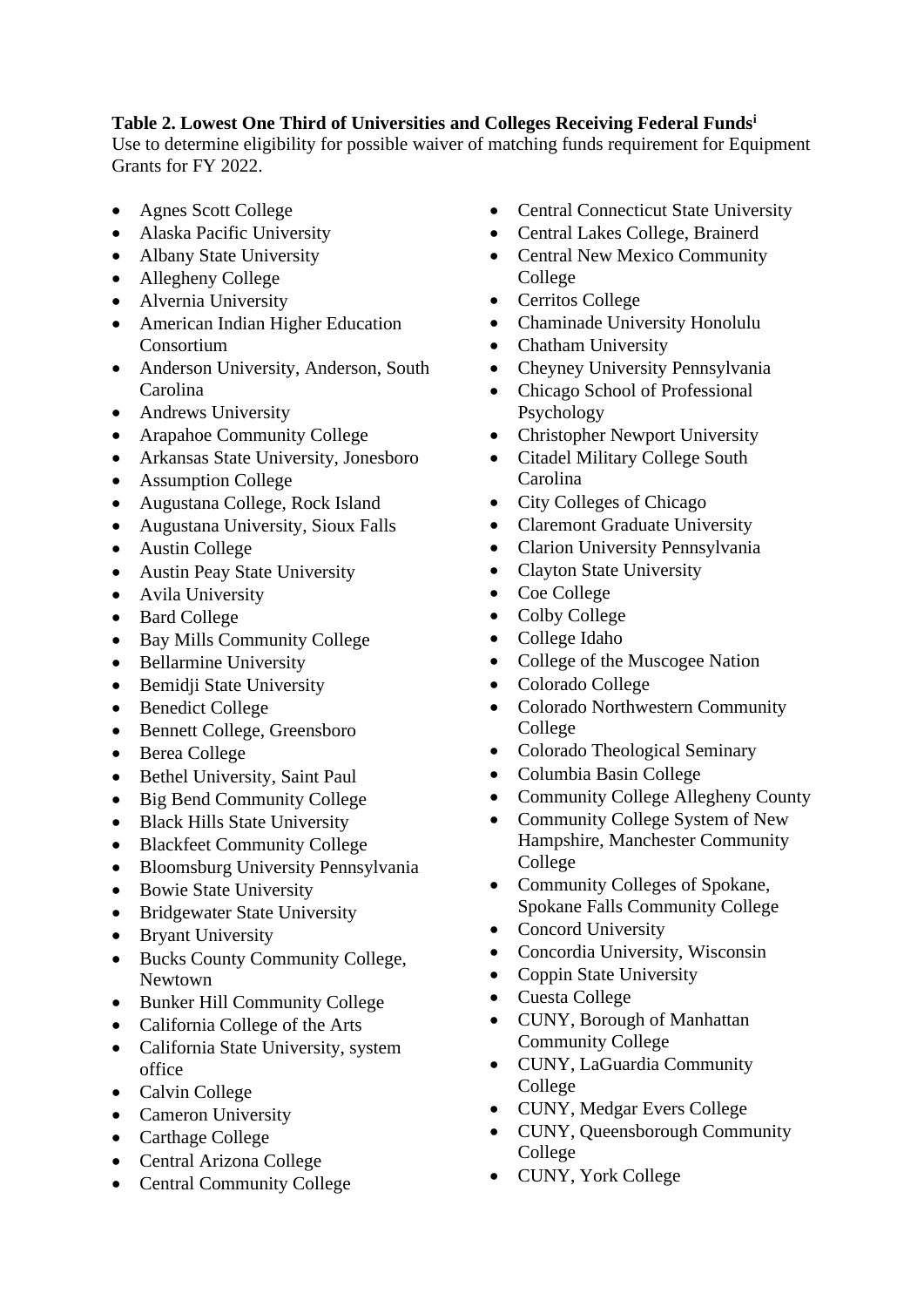**Table 2. Lowest One Third of Universities and Colleges Receiving Federal Funds[i]**
Use to determine eligibility for possible waiver of matching funds requirement for Equipment Grants for FY 2022.

- Agnes Scott College
- Alaska Pacific University
- Albany State University
- Allegheny College
- Alvernia University
- American Indian Higher Education Consortium
- Anderson University, Anderson, South Carolina
- Andrews University
- Arapahoe Community College
- Arkansas State University, Jonesboro
- Assumption College
- Augustana College, Rock Island
- Augustana University, Sioux Falls
- Austin College
- Austin Peay State University
- Avila University
- Bard College
- Bay Mills Community College
- Bellarmine University
- Bemidji State University
- Benedict College
- Bennett College, Greensboro
- Berea College
- Bethel University, Saint Paul
- Big Bend Community College
- Black Hills State University
- Blackfeet Community College
- Bloomsburg University Pennsylvania
- Bowie State University
- Bridgewater State University
- Bryant University
- Bucks County Community College, Newtown
- Bunker Hill Community College
- California College of the Arts
- California State University, system office
- Calvin College
- Cameron University
- Carthage College
- Central Arizona College
- Central Community College
- Central Connecticut State University
- Central Lakes College, Brainerd
- Central New Mexico Community College
- Cerritos College
- Chaminade University Honolulu
- Chatham University
- Cheyney University Pennsylvania
- Chicago School of Professional Psychology
- Christopher Newport University
- Citadel Military College South Carolina
- City Colleges of Chicago
- Claremont Graduate University
- Clarion University Pennsylvania
- Clayton State University
- Coe College
- Colby College
- College Idaho
- College of the Muscogee Nation
- Colorado College
- Colorado Northwestern Community College
- Colorado Theological Seminary
- Columbia Basin College
- Community College Allegheny County
- Community College System of New Hampshire, Manchester Community College
- Community Colleges of Spokane, Spokane Falls Community College
- Concord University
- Concordia University, Wisconsin
- Coppin State University
- Cuesta College
- CUNY, Borough of Manhattan Community College
- CUNY, LaGuardia Community College
- CUNY, Medgar Evers College
- CUNY, Queensborough Community College
- CUNY, York College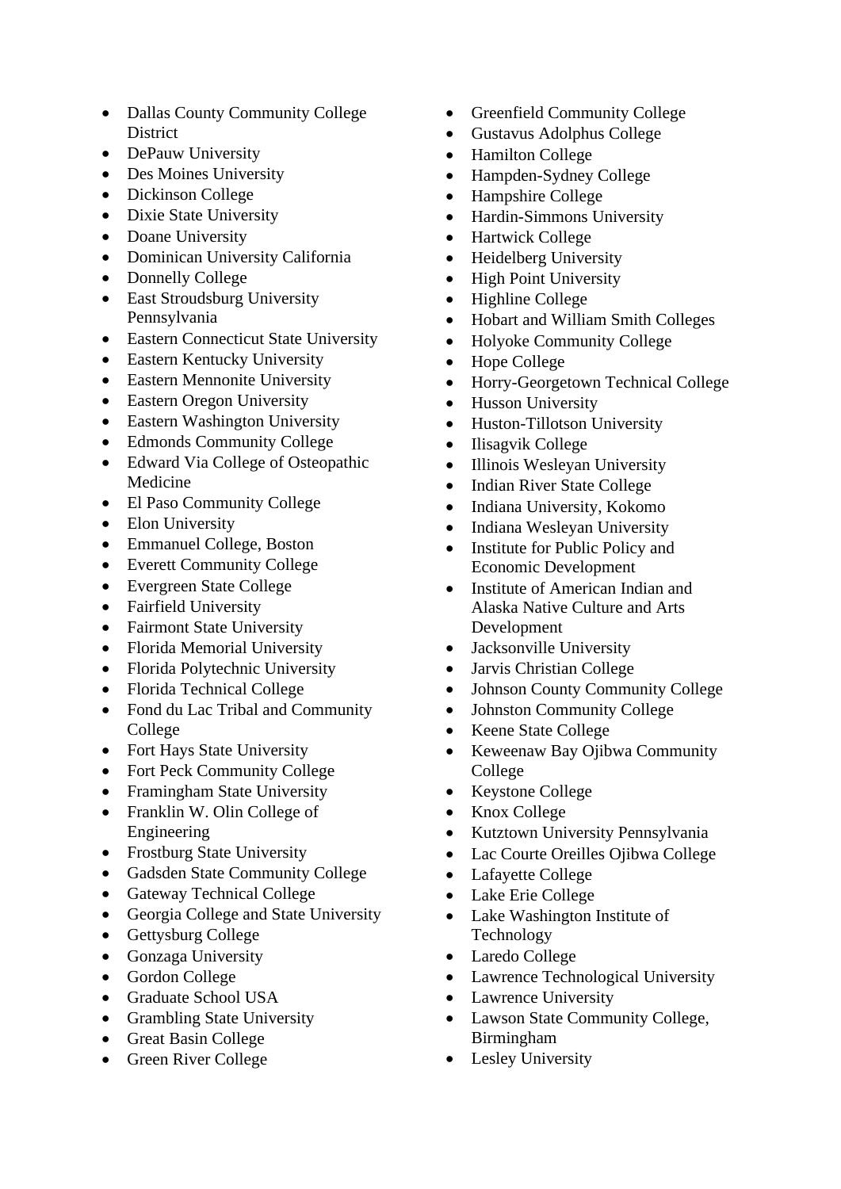- Dallas County Community College District
- DePauw University
- Des Moines University
- Dickinson College
- Dixie State University
- Doane University
- Dominican University California
- Donnelly College
- East Stroudsburg University Pennsylvania
- Eastern Connecticut State University
- Eastern Kentucky University
- Eastern Mennonite University
- Eastern Oregon University
- Eastern Washington University
- Edmonds Community College
- Edward Via College of Osteopathic Medicine
- El Paso Community College
- Elon University
- Emmanuel College, Boston
- Everett Community College
- Evergreen State College
- Fairfield University
- Fairmont State University
- Florida Memorial University
- Florida Polytechnic University
- Florida Technical College
- Fond du Lac Tribal and Community College
- Fort Hays State University
- Fort Peck Community College
- Framingham State University
- Franklin W. Olin College of Engineering
- Frostburg State University
- Gadsden State Community College
- Gateway Technical College
- Georgia College and State University
- Gettysburg College
- Gonzaga University
- Gordon College
- Graduate School USA
- Grambling State University
- Great Basin College
- Green River College
- Greenfield Community College
- Gustavus Adolphus College
- Hamilton College
- Hampden-Sydney College
- Hampshire College
- Hardin-Simmons University
- Hartwick College
- Heidelberg University
- High Point University
- Highline College
- Hobart and William Smith Colleges
- Holyoke Community College
- Hope College
- Horry-Georgetown Technical College
- Husson University
- Huston-Tillotson University
- Ilisagvik College
- Illinois Wesleyan University
- Indian River State College
- Indiana University, Kokomo
- Indiana Wesleyan University
- Institute for Public Policy and Economic Development
- Institute of American Indian and Alaska Native Culture and Arts Development
- Jacksonville University
- Jarvis Christian College
- Johnson County Community College
- Johnston Community College
- Keene State College
- Keweenaw Bay Ojibwa Community College
- Keystone College
- Knox College
- Kutztown University Pennsylvania
- Lac Courte Oreilles Ojibwa College
- Lafayette College
- Lake Erie College
- Lake Washington Institute of Technology
- Laredo College
- Lawrence Technological University
- Lawrence University
- Lawson State Community College, Birmingham
- Lesley University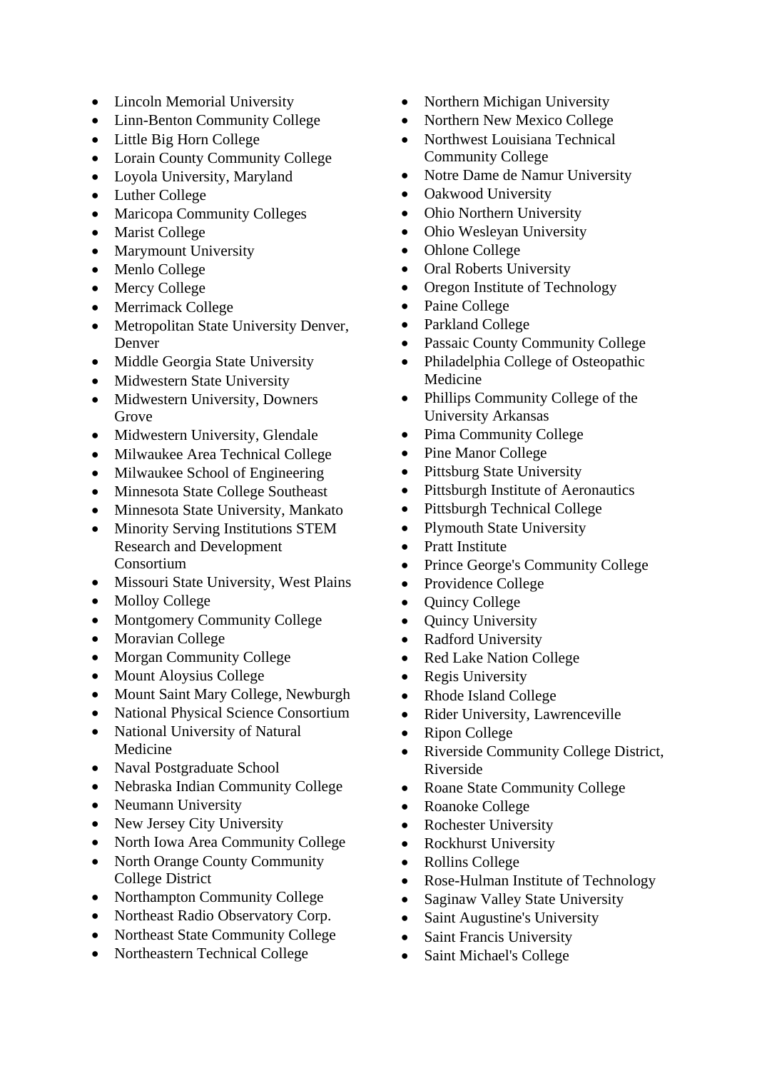- Lincoln Memorial University
- Linn-Benton Community College
- Little Big Horn College
- Lorain County Community College
- Loyola University, Maryland
- Luther College
- Maricopa Community Colleges
- Marist College
- Marymount University
- Menlo College
- Mercy College
- Merrimack College
- Metropolitan State University Denver, Denver
- Middle Georgia State University
- Midwestern State University
- Midwestern University, Downers Grove
- Midwestern University, Glendale
- Milwaukee Area Technical College
- Milwaukee School of Engineering
- Minnesota State College Southeast
- Minnesota State University, Mankato
- Minority Serving Institutions STEM Research and Development Consortium
- Missouri State University, West Plains
- Molloy College
- Montgomery Community College
- Moravian College
- Morgan Community College
- Mount Aloysius College
- Mount Saint Mary College, Newburgh
- National Physical Science Consortium
- National University of Natural Medicine
- Naval Postgraduate School
- Nebraska Indian Community College
- Neumann University
- New Jersey City University
- North Iowa Area Community College
- North Orange County Community College District
- Northampton Community College
- Northeast Radio Observatory Corp.
- Northeast State Community College
- Northeastern Technical College
- Northern Michigan University
- Northern New Mexico College
- Northwest Louisiana Technical Community College
- Notre Dame de Namur University
- Oakwood University
- Ohio Northern University
- Ohio Wesleyan University
- Ohlone College
- Oral Roberts University
- Oregon Institute of Technology
- Paine College
- Parkland College
- Passaic County Community College
- Philadelphia College of Osteopathic Medicine
- Phillips Community College of the University Arkansas
- Pima Community College
- Pine Manor College
- Pittsburg State University
- Pittsburgh Institute of Aeronautics
- Pittsburgh Technical College
- Plymouth State University
- Pratt Institute
- Prince George's Community College
- Providence College
- Quincy College
- Quincy University
- Radford University
- Red Lake Nation College
- Regis University
- Rhode Island College
- Rider University, Lawrenceville
- Ripon College
- Riverside Community College District, Riverside
- Roane State Community College
- Roanoke College
- Rochester University
- Rockhurst University
- Rollins College
- Rose-Hulman Institute of Technology
- Saginaw Valley State University
- Saint Augustine's University
- Saint Francis University
- Saint Michael's College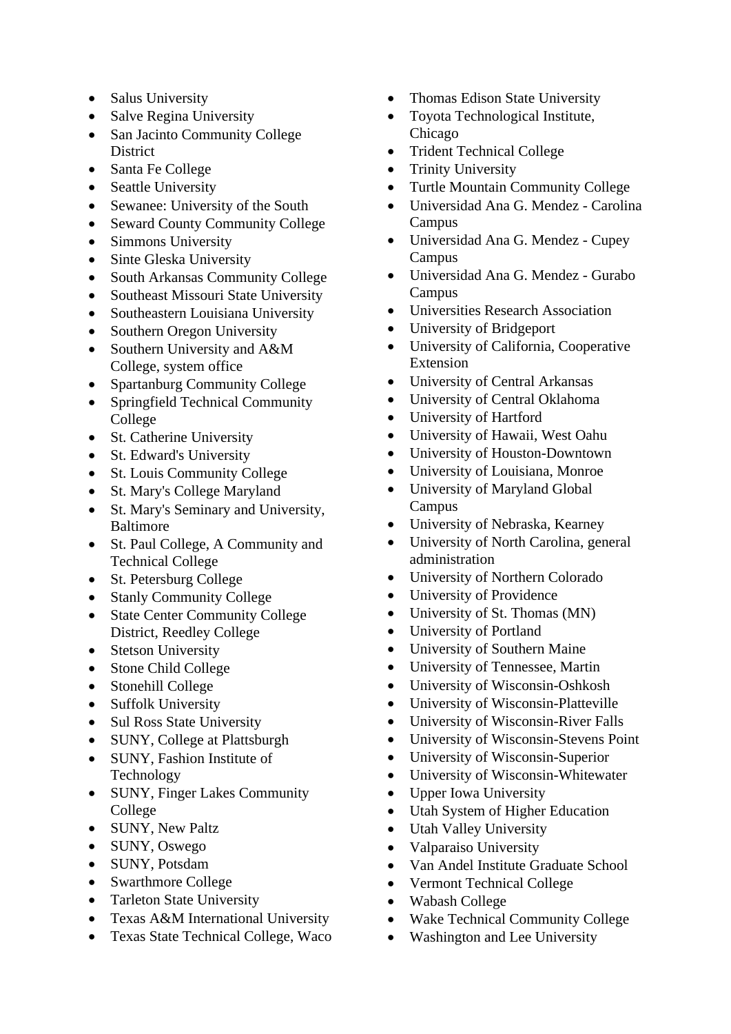- Salus University
- Salve Regina University
- San Jacinto Community College District
- Santa Fe College
- Seattle University
- Sewanee: University of the South
- Seward County Community College
- Simmons University
- Sinte Gleska University
- South Arkansas Community College
- Southeast Missouri State University
- Southeastern Louisiana University
- Southern Oregon University
- Southern University and A&M College, system office
- Spartanburg Community College
- Springfield Technical Community College
- St. Catherine University
- St. Edward's University
- St. Louis Community College
- St. Mary's College Maryland
- St. Mary's Seminary and University, Baltimore
- St. Paul College, A Community and Technical College
- St. Petersburg College
- Stanly Community College
- State Center Community College District, Reedley College
- Stetson University
- Stone Child College
- Stonehill College
- Suffolk University
- Sul Ross State University
- SUNY, College at Plattsburgh
- SUNY, Fashion Institute of Technology
- SUNY, Finger Lakes Community College
- SUNY, New Paltz
- SUNY, Oswego
- SUNY, Potsdam
- Swarthmore College
- Tarleton State University
- Texas A&M International University
- Texas State Technical College, Waco
- Thomas Edison State University
- Toyota Technological Institute, Chicago
- Trident Technical College
- Trinity University
- Turtle Mountain Community College
- Universidad Ana G. Mendez - Carolina Campus
- Universidad Ana G. Mendez - Cupey Campus
- Universidad Ana G. Mendez - Gurabo Campus
- Universities Research Association
- University of Bridgeport
- University of California, Cooperative Extension
- University of Central Arkansas
- University of Central Oklahoma
- University of Hartford
- University of Hawaii, West Oahu
- University of Houston-Downtown
- University of Louisiana, Monroe
- University of Maryland Global Campus
- University of Nebraska, Kearney
- University of North Carolina, general administration
- University of Northern Colorado
- University of Providence
- University of St. Thomas (MN)
- University of Portland
- University of Southern Maine
- University of Tennessee, Martin
- University of Wisconsin-Oshkosh
- University of Wisconsin-Platteville
- University of Wisconsin-River Falls
- University of Wisconsin-Stevens Point
- University of Wisconsin-Superior
- University of Wisconsin-Whitewater
- Upper Iowa University
- Utah System of Higher Education
- Utah Valley University
- Valparaiso University
- Van Andel Institute Graduate School
- Vermont Technical College
- Wabash College
- Wake Technical Community College
- Washington and Lee University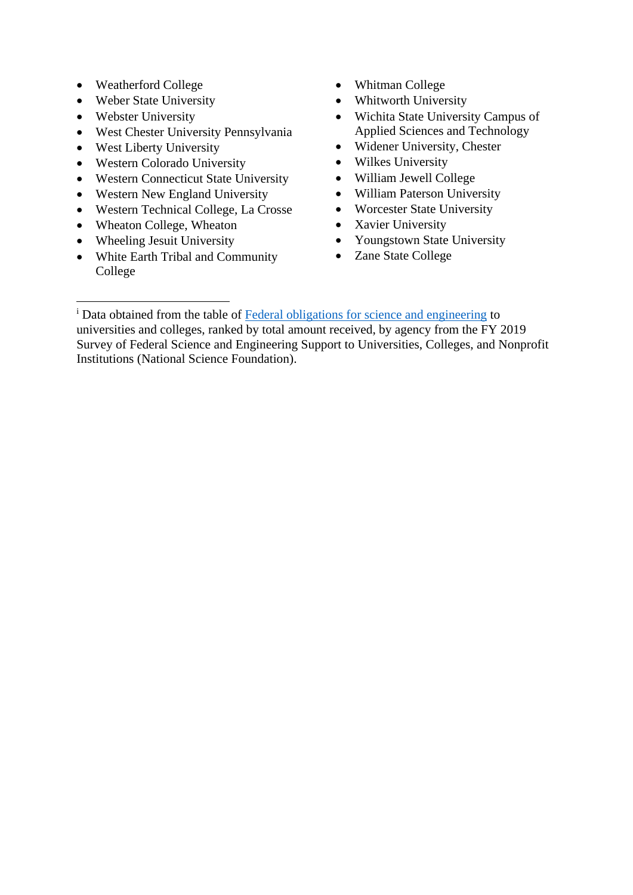- Weatherford College
- Weber State University
- Webster University
- West Chester University Pennsylvania
- West Liberty University
- Western Colorado University
- Western Connecticut State University
- Western New England University
- Western Technical College, La Crosse
- Wheaton College, Wheaton
- Wheeling Jesuit University
- White Earth Tribal and Community College
- Whitman College
- Whitworth University
- Wichita State University Campus of Applied Sciences and Technology
- Widener University, Chester
- Wilkes University
- William Jewell College
- William Paterson University
- Worcester State University
- Xavier University
- Youngstown State University
- Zane State College

---

[i] Data obtained from the table of Federal obligations for science and engineering to universities and colleges, ranked by total amount received, by agency from the FY 2019 Survey of Federal Science and Engineering Support to Universities, Colleges, and Nonprofit Institutions (National Science Foundation).